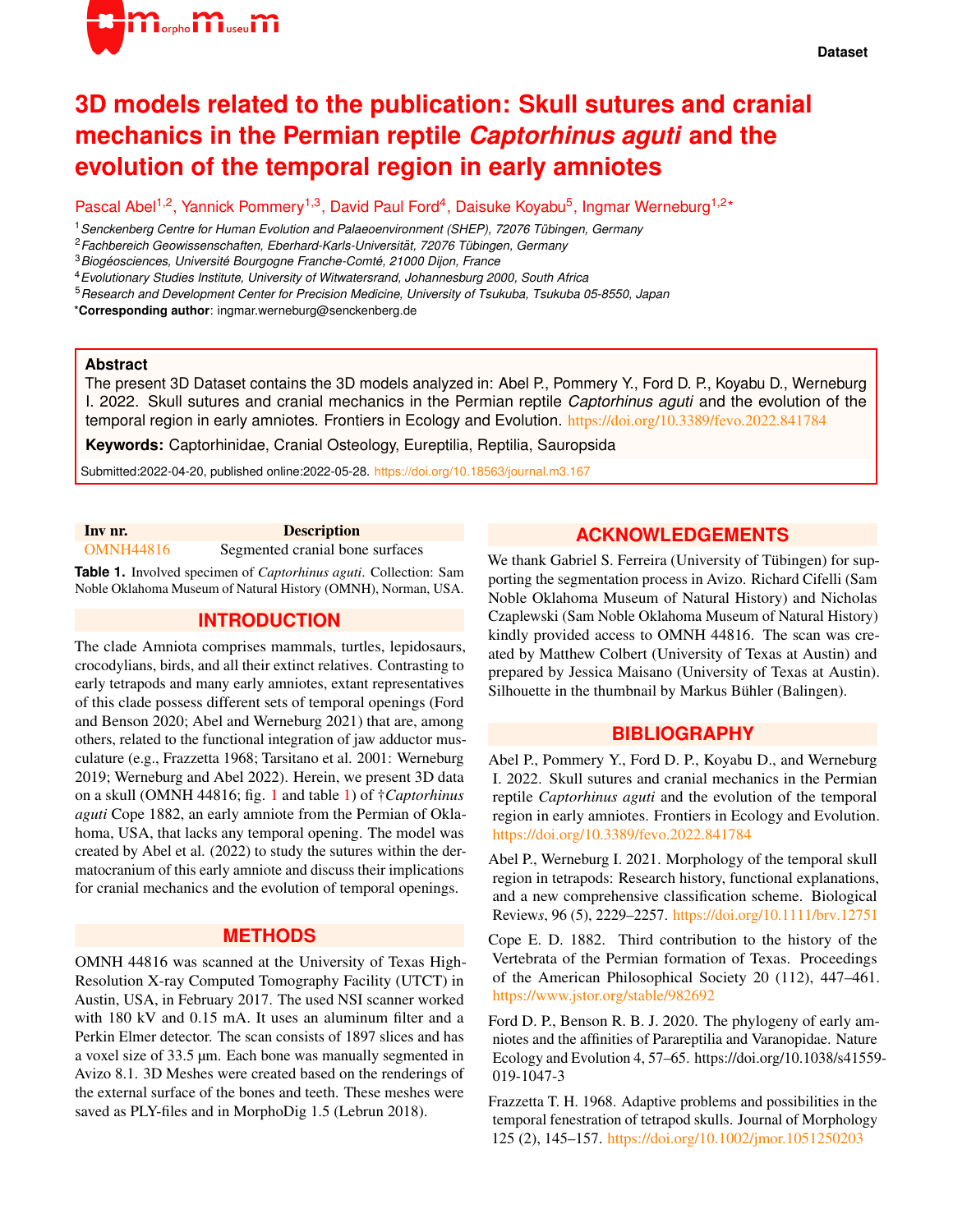Dataset

# 3D models related to the publication: Skull sutures and cranial mechanics in the Permian reptile *Captorhinus aguti* and the evolution of the temporal region in early amniotes

Pascal Abel[1,2], Yannick Pommery[1,3], David Paul Ford[4], Daisuke Koyabu[5], Ingmar Werneburg[1,2]*

[1] *Senckenberg Centre for Human Evolution and Palaeoenvironment (SHEP), 72076 Tübingen, Germany*
[2] *Fachbereich Geowissenschaften, Eberhard-Karls-Universität, 72076 Tübingen, Germany*
[3] *Biogéosciences, Université Bourgogne Franche-Comté, 21000 Dijon, France*
[4] *Evolutionary Studies Institute, University of Witwatersrand, Johannesburg 2000, South Africa*
[5] *Research and Development Center for Precision Medicine, University of Tsukuba, Tsukuba 05-8550, Japan*
***Corresponding author**: ingmar.werneburg@senckenberg.de

**Abstract**

The present 3D Dataset contains the 3D models analyzed in: Abel P., Pommery Y., Ford D. P., Koyabu D., Werneburg I. 2022. Skull sutures and cranial mechanics in the Permian reptile *Captorhinus aguti* and the evolution of the temporal region in early amniotes. Frontiers in Ecology and Evolution. https://doi.org/10.3389/fevo.2022.841784

**Keywords:** Captorhinidae, Cranial Osteology, Eureptilia, Reptilia, Sauropsida

Submitted:2022-04-20, published online:2022-05-28. https://doi.org/10.18563/journal.m3.167

| Inv nr. | Description |
|---|---|
| OMNH44816 | Segmented cranial bone surfaces |

**Table 1.** Involved specimen of *Captorhinus aguti*. Collection: Sam Noble Oklahoma Museum of Natural History (OMNH), Norman, USA.

## INTRODUCTION

The clade Amniota comprises mammals, turtles, lepidosaurs, crocodylians, birds, and all their extinct relatives. Contrasting to early tetrapods and many early amniotes, extant representatives of this clade possess different sets of temporal openings (Ford and Benson 2020; Abel and Werneburg 2021) that are, among others, related to the functional integration of jaw adductor musculature (e.g., Frazzetta 1968; Tarsitano et al. 2001: Werneburg 2019; Werneburg and Abel 2022). Herein, we present 3D data on a skull (OMNH 44816; fig. 1 and table 1) of †*Captorhinus aguti* Cope 1882, an early amniote from the Permian of Oklahoma, USA, that lacks any temporal opening. The model was created by Abel et al. (2022) to study the sutures within the dermatocranium of this early amniote and discuss their implications for cranial mechanics and the evolution of temporal openings.

## METHODS

OMNH 44816 was scanned at the University of Texas High-Resolution X-ray Computed Tomography Facility (UTCT) in Austin, USA, in February 2017. The used NSI scanner worked with 180 kV and 0.15 mA. It uses an aluminum filter and a Perkin Elmer detector. The scan consists of 1897 slices and has a voxel size of 33.5 µm. Each bone was manually segmented in Avizo 8.1. 3D Meshes were created based on the renderings of the external surface of the bones and teeth. These meshes were saved as PLY-files and in MorphoDig 1.5 (Lebrun 2018).

## ACKNOWLEDGEMENTS

We thank Gabriel S. Ferreira (University of Tübingen) for supporting the segmentation process in Avizo. Richard Cifelli (Sam Noble Oklahoma Museum of Natural History) and Nicholas Czaplewski (Sam Noble Oklahoma Museum of Natural History) kindly provided access to OMNH 44816. The scan was created by Matthew Colbert (University of Texas at Austin) and prepared by Jessica Maisano (University of Texas at Austin). Silhouette in the thumbnail by Markus Bühler (Balingen).

## BIBLIOGRAPHY

Abel P., Pommery Y., Ford D. P., Koyabu D., and Werneburg I. 2022. Skull sutures and cranial mechanics in the Permian reptile *Captorhinus aguti* and the evolution of the temporal region in early amniotes. Frontiers in Ecology and Evolution. https://doi.org/10.3389/fevo.2022.841784

Abel P., Werneburg I. 2021. Morphology of the temporal skull region in tetrapods: Research history, functional explanations, and a new comprehensive classification scheme. Biological Reviews, 96 (5), 2229–2257. https://doi.org/10.1111/brv.12751

Cope E. D. 1882. Third contribution to the history of the Vertebrata of the Permian formation of Texas. Proceedings of the American Philosophical Society 20 (112), 447–461. https://www.jstor.org/stable/982692

Ford D. P., Benson R. B. J. 2020. The phylogeny of early amniotes and the affinities of Parareptilia and Varanopidae. Nature Ecology and Evolution 4, 57–65. https://doi.org/10.1038/s41559-019-1047-3

Frazzetta T. H. 1968. Adaptive problems and possibilities in the temporal fenestration of tetrapod skulls. Journal of Morphology 125 (2), 145–157. https://doi.org/10.1002/jmor.1051250203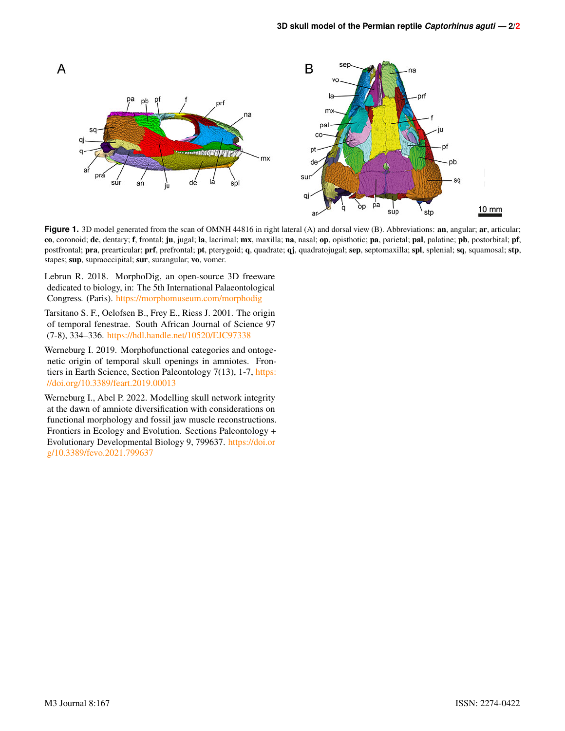A

pa pb pf f prf na sq qj q ar pra sur an ju de la spl mx

B

sep vo la mx pal co pt de sur qj ar q op pa sup stp sq pb pf ju f prf na

10 mm

**Figure 1.** 3D model generated from the scan of OMNH 44816 in right lateral (A) and dorsal view (B). Abbreviations: **an**, angular; **ar**, articular; **co**, coronoid; **de**, dentary; **f**, frontal; **ju**, jugal; **la**, lacrimal; **mx**, maxilla; **na**, nasal; **op**, opisthotic; **pa**, parietal; **pal**, palatine; **pb**, postorbital; **pf**, postfrontal; **pra**, prearticular; **prf**, prefrontal; **pt**, pterygoid; **q**, quadrate; **qj**, quadratojugal; **sep**, septomaxilla; **spl**, splenial; **sq**, squamosal; **stp**, stapes; **sup**, supraoccipital; **sur**, surangular; **vo**, vomer.

Lebrun R. 2018. MorphoDig, an open-source 3D freeware dedicated to biology, in: The 5th International Palaeontological Congress. (Paris). https://morphomuseum.com/morphodig

Tarsitano S. F., Oelofsen B., Frey E., Riess J. 2001. The origin of temporal fenestrae. South African Journal of Science 97 (7-8), 334–336. https://hdl.handle.net/10520/EJC97338

Werneburg I. 2019. Morphofunctional categories and ontogenetic origin of temporal skull openings in amniotes. Frontiers in Earth Science, Section Paleontology 7(13), 1-7, https://doi.org/10.3389/feart.2019.00013

Werneburg I., Abel P. 2022. Modelling skull network integrity at the dawn of amniote diversification with considerations on functional morphology and fossil jaw muscle reconstructions. Frontiers in Ecology and Evolution. Sections Paleontology + Evolutionary Developmental Biology 9, 799637. https://doi.org/10.3389/fevo.2021.799637